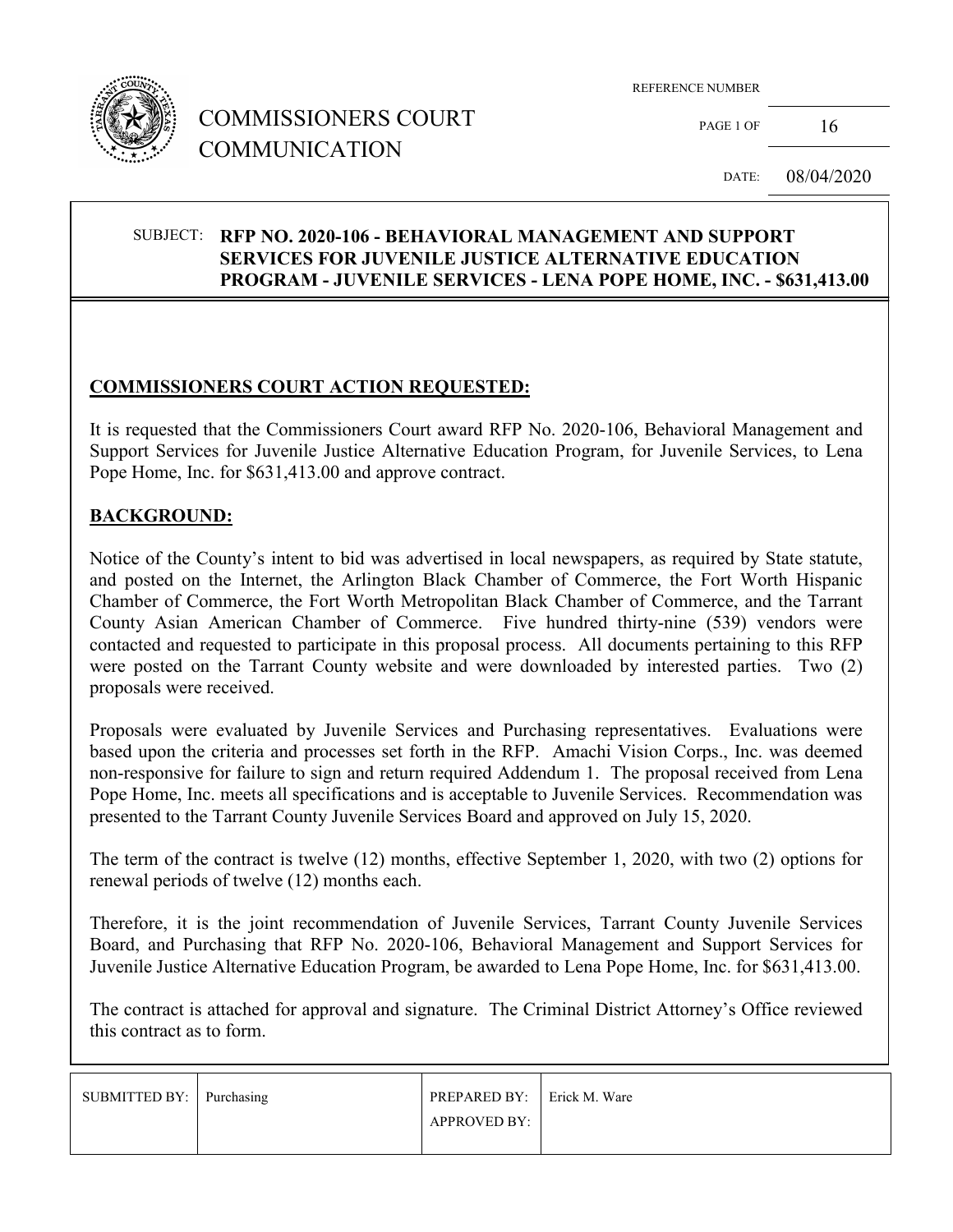# COMMISSIONERS COURT COMMUNICATION

REFERENCE NUMBER

PAGE 1 OF 16

DATE: 08/04/2020

SUBJECT: **RFP NO. 2020-106 - BEHAVIORAL MANAGEMENT AND SUPPORT SERVICES FOR JUVENILE JUSTICE ALTERNATIVE EDUCATION PROGRAM - JUVENILE SERVICES - LENA POPE HOME, INC. - $631,413.00**

## COMMISSIONERS COURT ACTION REQUESTED:

It is requested that the Commissioners Court award RFP No. 2020-106, Behavioral Management and Support Services for Juvenile Justice Alternative Education Program, for Juvenile Services, to Lena Pope Home, Inc. for $631,413.00 and approve contract.

## BACKGROUND:

Notice of the County's intent to bid was advertised in local newspapers, as required by State statute, and posted on the Internet, the Arlington Black Chamber of Commerce, the Fort Worth Hispanic Chamber of Commerce, the Fort Worth Metropolitan Black Chamber of Commerce, and the Tarrant County Asian American Chamber of Commerce. Five hundred thirty-nine (539) vendors were contacted and requested to participate in this proposal process. All documents pertaining to this RFP were posted on the Tarrant County website and were downloaded by interested parties. Two (2) proposals were received.

Proposals were evaluated by Juvenile Services and Purchasing representatives. Evaluations were based upon the criteria and processes set forth in the RFP. Amachi Vision Corps., Inc. was deemed non-responsive for failure to sign and return required Addendum 1. The proposal received from Lena Pope Home, Inc. meets all specifications and is acceptable to Juvenile Services. Recommendation was presented to the Tarrant County Juvenile Services Board and approved on July 15, 2020.

The term of the contract is twelve (12) months, effective September 1, 2020, with two (2) options for renewal periods of twelve (12) months each.

Therefore, it is the joint recommendation of Juvenile Services, Tarrant County Juvenile Services Board, and Purchasing that RFP No. 2020-106, Behavioral Management and Support Services for Juvenile Justice Alternative Education Program, be awarded to Lena Pope Home, Inc. for $631,413.00.

The contract is attached for approval and signature. The Criminal District Attorney's Office reviewed this contract as to form.

| SUBMITTED BY: | Purchasing | PREPARED BY: APPROVED BY: | Erick M. Ware |
|---|---|---|---|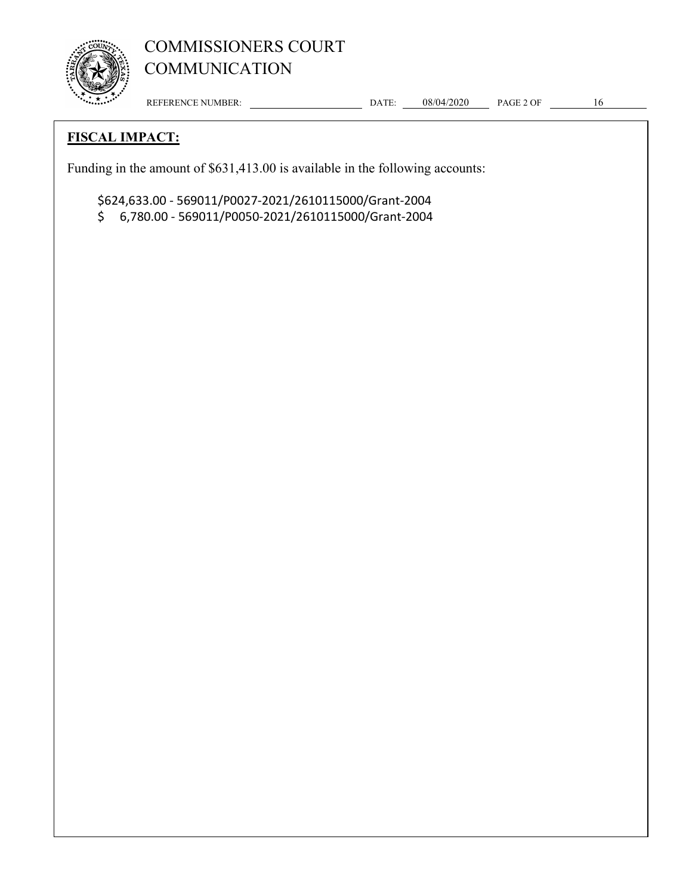## FISCAL IMPACT:

Funding in the amount of $631,413.00 is available in the following accounts:

$624,633.00 - 569011/P0027-2021/2610115000/Grant-2004
$ 6,780.00 - 569011/P0050-2021/2610115000/Grant-2004